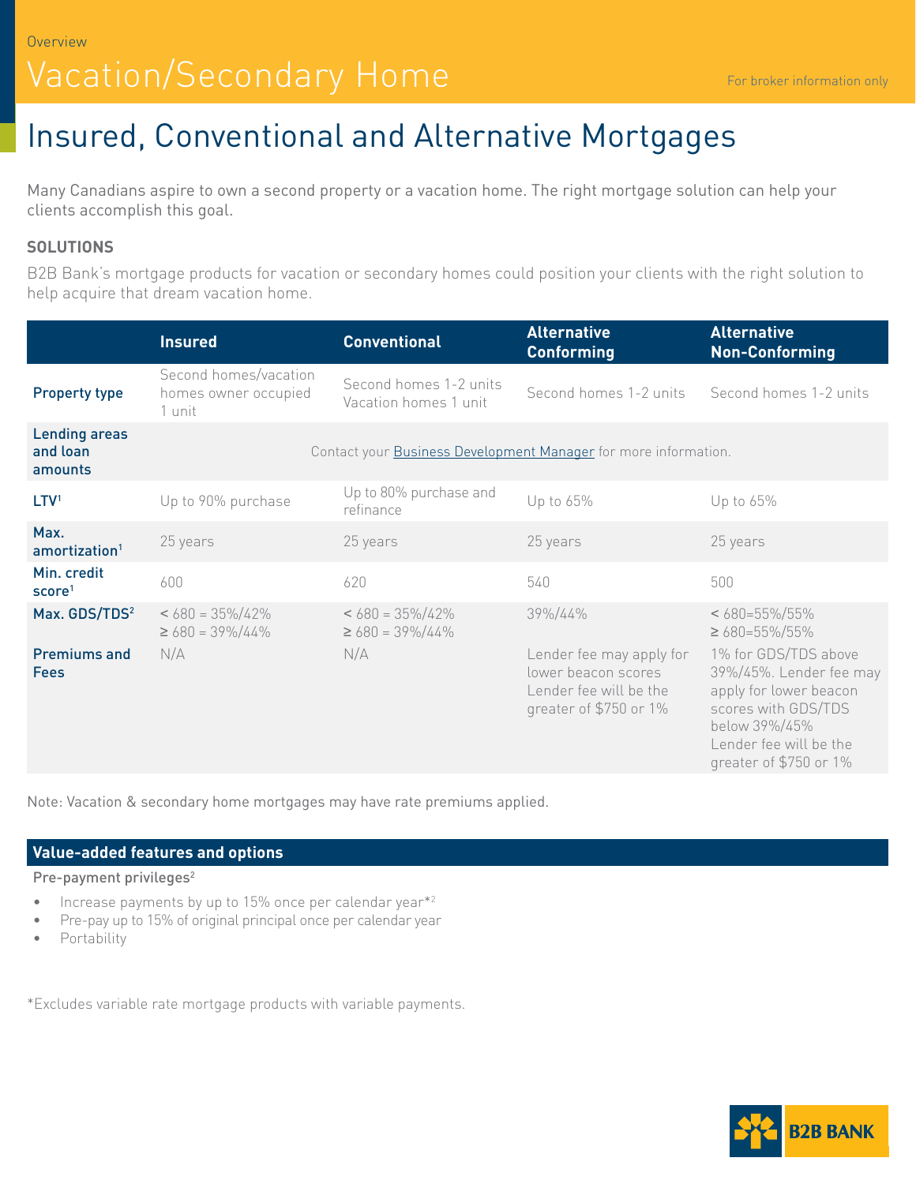Overview

# Vacation/Secondary Home

For broker information only

## Insured, Conventional and Alternative Mortgages

Many Canadians aspire to own a second property or a vacation home. The right mortgage solution can help your clients accomplish this goal.

### SOLUTIONS

B2B Bank's mortgage products for vacation or secondary homes could position your clients with the right solution to help acquire that dream vacation home.

| | Insured | Conventional | Alternative Conforming | Alternative Non-Conforming |
|---|---|---|---|---|
| **Property type** | Second homes/vacation homes owner occupied 1 unit | Second homes 1-2 units Vacation homes 1 unit | Second homes 1-2 units | Second homes 1-2 units |
| **Lending areas and loan amounts** | Contact your Business Development Manager for more information. | | | |
| **LTV**[1] | Up to 90% purchase | Up to 80% purchase and refinance | Up to 65% | Up to 65% |
| **Max. amortization**[1] | 25 years | 25 years | 25 years | 25 years |
| **Min. credit score**[1] | 600 | 620 | 540 | 500 |
| **Max. GDS/TDS**[2] | < 680 = 35%/42% ≥ 680 = 39%/44% | < 680 = 35%/42% ≥ 680 = 39%/44% | 39%/44% | < 680=55%/55% ≥ 680=55%/55% |
| **Premiums and Fees** | N/A | N/A | Lender fee may apply for lower beacon scores Lender fee will be the greater of $750 or 1% | 1% for GDS/TDS above 39%/45%. Lender fee may apply for lower beacon scores with GDS/TDS below 39%/45% Lender fee will be the greater of $750 or 1% |

Note: Vacation & secondary home mortgages may have rate premiums applied.

### Value-added features and options

Pre-payment privileges[2]

- Increase payments by up to 15% once per calendar year*[2]
- Pre-pay up to 15% of original principal once per calendar year
- Portability

*Excludes variable rate mortgage products with variable payments.

B2B BANK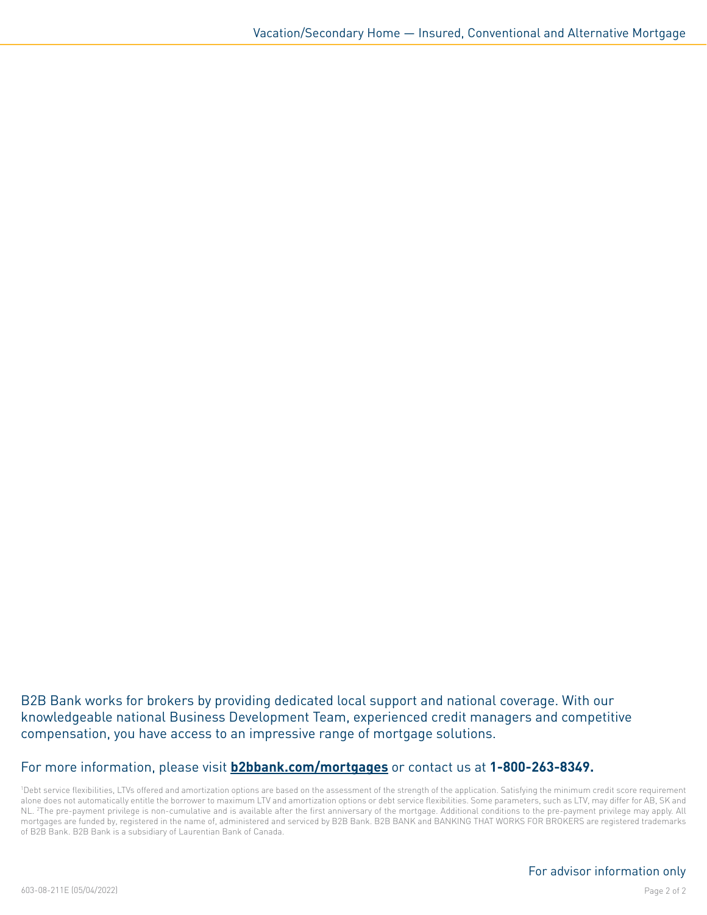B2B Bank works for brokers by providing dedicated local support and national coverage. With our knowledgeable national Business Development Team, experienced credit managers and competitive compensation, you have access to an impressive range of mortgage solutions.

For more information, please visit **b2bbank.com/mortgages** or contact us at **1-800-263-8349.**

[1]Debt service flexibilities, LTVs offered and amortization options are based on the assessment of the strength of the application. Satisfying the minimum credit score requirement alone does not automatically entitle the borrower to maximum LTV and amortization options or debt service flexibilities. Some parameters, such as LTV, may differ for AB, SK and NL. [2]The pre-payment privilege is non-cumulative and is available after the first anniversary of the mortgage. Additional conditions to the pre-payment privilege may apply. All mortgages are funded by, registered in the name of, administered and serviced by B2B Bank. B2B BANK and BANKING THAT WORKS FOR BROKERS are registered trademarks of B2B Bank. B2B Bank is a subsidiary of Laurentian Bank of Canada.

For advisor information only

603-08-211E (05/04/2022)